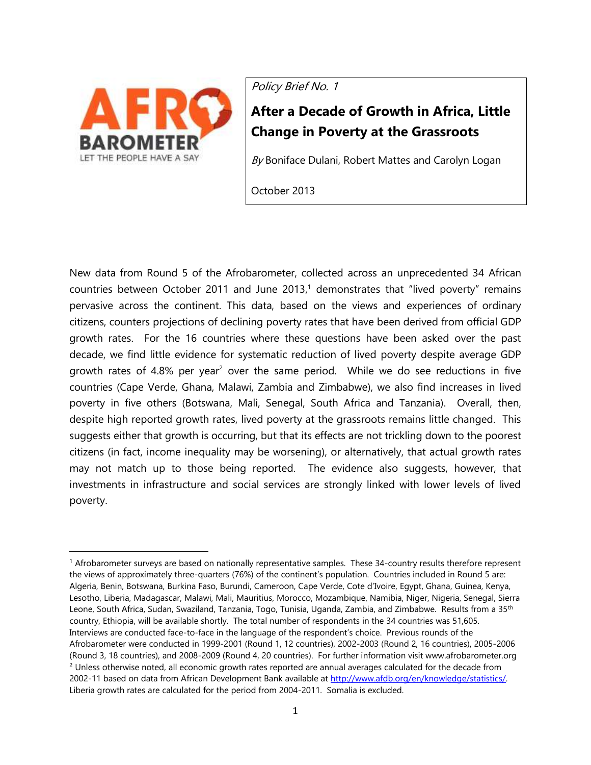*Policy Brief No. 1*

# After a Decade of Growth in Africa, Little Change in Poverty at the Grassroots

*By* Boniface Dulani, Robert Mattes and Carolyn Logan

October 2013

New data from Round 5 of the Afrobarometer, collected across an unprecedented 34 African countries between October 2011 and June 2013,[1] demonstrates that "lived poverty" remains pervasive across the continent. This data, based on the views and experiences of ordinary citizens, counters projections of declining poverty rates that have been derived from official GDP growth rates. For the 16 countries where these questions have been asked over the past decade, we find little evidence for systematic reduction of lived poverty despite average GDP growth rates of 4.8% per year[2] over the same period. While we do see reductions in five countries (Cape Verde, Ghana, Malawi, Zambia and Zimbabwe), we also find increases in lived poverty in five others (Botswana, Mali, Senegal, South Africa and Tanzania). Overall, then, despite high reported growth rates, lived poverty at the grassroots remains little changed. This suggests either that growth is occurring, but that its effects are not trickling down to the poorest citizens (in fact, income inequality may be worsening), or alternatively, that actual growth rates may not match up to those being reported. The evidence also suggests, however, that investments in infrastructure and social services are strongly linked with lower levels of lived poverty.

---

[1] Afrobarometer surveys are based on nationally representative samples. These 34-country results therefore represent the views of approximately three-quarters (76%) of the continent's population. Countries included in Round 5 are: Algeria, Benin, Botswana, Burkina Faso, Burundi, Cameroon, Cape Verde, Cote d'Ivoire, Egypt, Ghana, Guinea, Kenya, Lesotho, Liberia, Madagascar, Malawi, Mali, Mauritius, Morocco, Mozambique, Namibia, Niger, Nigeria, Senegal, Sierra Leone, South Africa, Sudan, Swaziland, Tanzania, Togo, Tunisia, Uganda, Zambia, and Zimbabwe. Results from a 35th country, Ethiopia, will be available shortly. The total number of respondents in the 34 countries was 51,605. Interviews are conducted face-to-face in the language of the respondent's choice. Previous rounds of the Afrobarometer were conducted in 1999-2001 (Round 1, 12 countries), 2002-2003 (Round 2, 16 countries), 2005-2006 (Round 3, 18 countries), and 2008-2009 (Round 4, 20 countries). For further information visit www.afrobarometer.org

[2] Unless otherwise noted, all economic growth rates reported are annual averages calculated for the decade from 2002-11 based on data from African Development Bank available at http://www.afdb.org/en/knowledge/statistics/. Liberia growth rates are calculated for the period from 2004-2011. Somalia is excluded.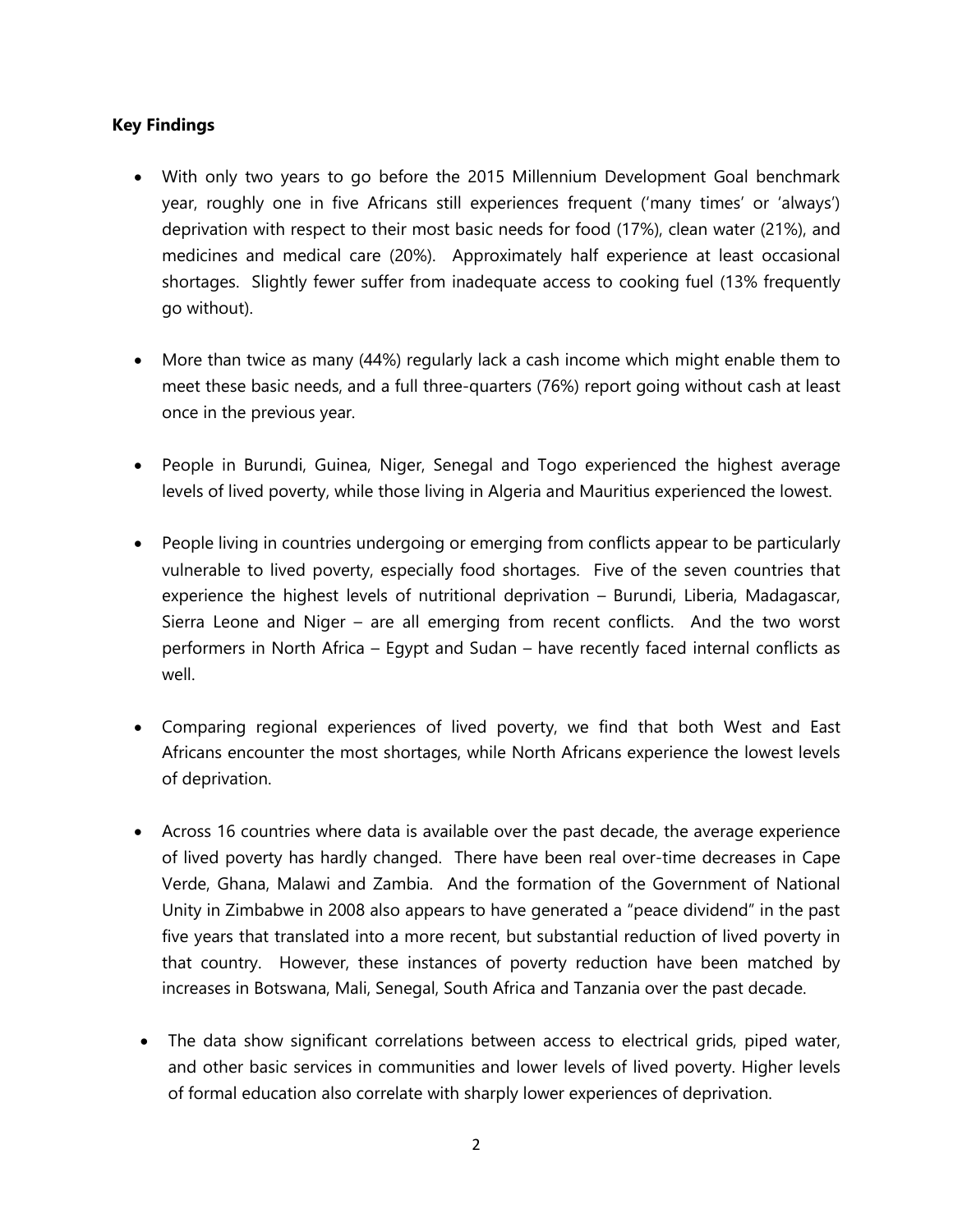**Key Findings**

- With only two years to go before the 2015 Millennium Development Goal benchmark year, roughly one in five Africans still experiences frequent ('many times' or 'always') deprivation with respect to their most basic needs for food (17%), clean water (21%), and medicines and medical care (20%). Approximately half experience at least occasional shortages. Slightly fewer suffer from inadequate access to cooking fuel (13% frequently go without).

- More than twice as many (44%) regularly lack a cash income which might enable them to meet these basic needs, and a full three-quarters (76%) report going without cash at least once in the previous year.

- People in Burundi, Guinea, Niger, Senegal and Togo experienced the highest average levels of lived poverty, while those living in Algeria and Mauritius experienced the lowest.

- People living in countries undergoing or emerging from conflicts appear to be particularly vulnerable to lived poverty, especially food shortages. Five of the seven countries that experience the highest levels of nutritional deprivation – Burundi, Liberia, Madagascar, Sierra Leone and Niger – are all emerging from recent conflicts. And the two worst performers in North Africa – Egypt and Sudan – have recently faced internal conflicts as well.

- Comparing regional experiences of lived poverty, we find that both West and East Africans encounter the most shortages, while North Africans experience the lowest levels of deprivation.

- Across 16 countries where data is available over the past decade, the average experience of lived poverty has hardly changed. There have been real over-time decreases in Cape Verde, Ghana, Malawi and Zambia. And the formation of the Government of National Unity in Zimbabwe in 2008 also appears to have generated a "peace dividend" in the past five years that translated into a more recent, but substantial reduction of lived poverty in that country. However, these instances of poverty reduction have been matched by increases in Botswana, Mali, Senegal, South Africa and Tanzania over the past decade.

- The data show significant correlations between access to electrical grids, piped water, and other basic services in communities and lower levels of lived poverty. Higher levels of formal education also correlate with sharply lower experiences of deprivation.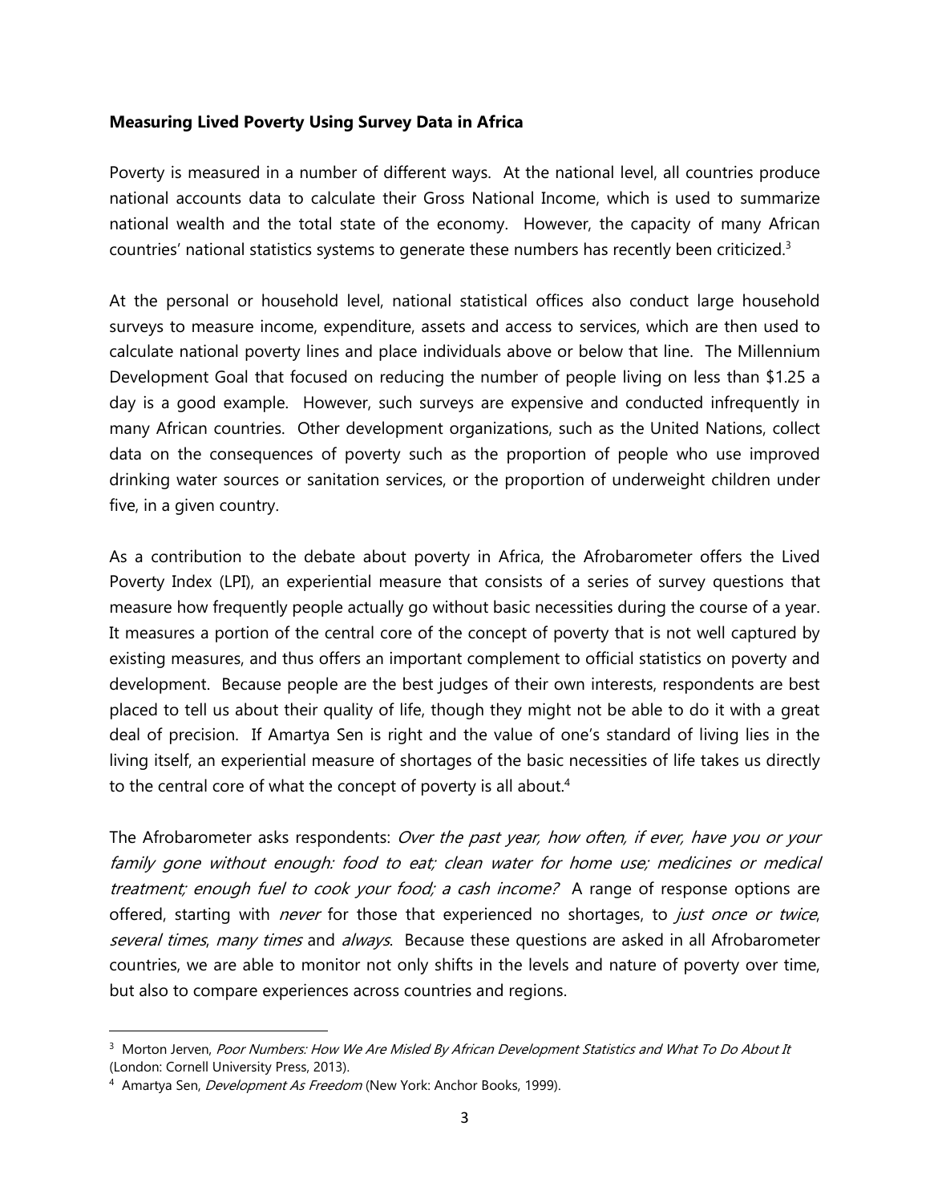**Measuring Lived Poverty Using Survey Data in Africa**

Poverty is measured in a number of different ways. At the national level, all countries produce national accounts data to calculate their Gross National Income, which is used to summarize national wealth and the total state of the economy. However, the capacity of many African countries' national statistics systems to generate these numbers has recently been criticized.[3]

At the personal or household level, national statistical offices also conduct large household surveys to measure income, expenditure, assets and access to services, which are then used to calculate national poverty lines and place individuals above or below that line. The Millennium Development Goal that focused on reducing the number of people living on less than $1.25 a day is a good example. However, such surveys are expensive and conducted infrequently in many African countries. Other development organizations, such as the United Nations, collect data on the consequences of poverty such as the proportion of people who use improved drinking water sources or sanitation services, or the proportion of underweight children under five, in a given country.

As a contribution to the debate about poverty in Africa, the Afrobarometer offers the Lived Poverty Index (LPI), an experiential measure that consists of a series of survey questions that measure how frequently people actually go without basic necessities during the course of a year. It measures a portion of the central core of the concept of poverty that is not well captured by existing measures, and thus offers an important complement to official statistics on poverty and development. Because people are the best judges of their own interests, respondents are best placed to tell us about their quality of life, though they might not be able to do it with a great deal of precision. If Amartya Sen is right and the value of one's standard of living lies in the living itself, an experiential measure of shortages of the basic necessities of life takes us directly to the central core of what the concept of poverty is all about.[4]

The Afrobarometer asks respondents: *Over the past year, how often, if ever, have you or your family gone without enough: food to eat; clean water for home use; medicines or medical treatment; enough fuel to cook your food; a cash income?* A range of response options are offered, starting with *never* for those that experienced no shortages, to *just once or twice*, *several times*, *many times* and *always*. Because these questions are asked in all Afrobarometer countries, we are able to monitor not only shifts in the levels and nature of poverty over time, but also to compare experiences across countries and regions.

---

[3] Morton Jerven, *Poor Numbers: How We Are Misled By African Development Statistics and What To Do About It* (London: Cornell University Press, 2013).

[4] Amartya Sen, *Development As Freedom* (New York: Anchor Books, 1999).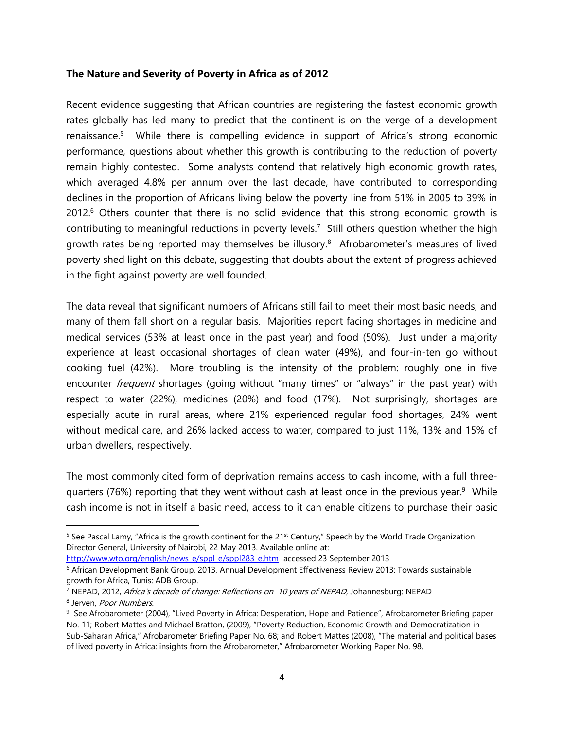**The Nature and Severity of Poverty in Africa as of 2012**

Recent evidence suggesting that African countries are registering the fastest economic growth rates globally has led many to predict that the continent is on the verge of a development renaissance.[5] While there is compelling evidence in support of Africa's strong economic performance, questions about whether this growth is contributing to the reduction of poverty remain highly contested. Some analysts contend that relatively high economic growth rates, which averaged 4.8% per annum over the last decade, have contributed to corresponding declines in the proportion of Africans living below the poverty line from 51% in 2005 to 39% in 2012.[6] Others counter that there is no solid evidence that this strong economic growth is contributing to meaningful reductions in poverty levels.[7] Still others question whether the high growth rates being reported may themselves be illusory.[8] Afrobarometer's measures of lived poverty shed light on this debate, suggesting that doubts about the extent of progress achieved in the fight against poverty are well founded.

The data reveal that significant numbers of Africans still fail to meet their most basic needs, and many of them fall short on a regular basis. Majorities report facing shortages in medicine and medical services (53% at least once in the past year) and food (50%). Just under a majority experience at least occasional shortages of clean water (49%), and four-in-ten go without cooking fuel (42%). More troubling is the intensity of the problem: roughly one in five encounter *frequent* shortages (going without "many times" or "always" in the past year) with respect to water (22%), medicines (20%) and food (17%). Not surprisingly, shortages are especially acute in rural areas, where 21% experienced regular food shortages, 24% went without medical care, and 26% lacked access to water, compared to just 11%, 13% and 15% of urban dwellers, respectively.

The most commonly cited form of deprivation remains access to cash income, with a full three-quarters (76%) reporting that they went without cash at least once in the previous year.[9] While cash income is not in itself a basic need, access to it can enable citizens to purchase their basic

---

[5] See Pascal Lamy, "Africa is the growth continent for the 21st Century," Speech by the World Trade Organization Director General, University of Nairobi, 22 May 2013. Available online at: http://www.wto.org/english/news_e/sppl_e/sppl283_e.htm accessed 23 September 2013

[6] African Development Bank Group, 2013, Annual Development Effectiveness Review 2013: Towards sustainable growth for Africa, Tunis: ADB Group.

[7] NEPAD, 2012, *Africa's decade of change: Reflections on 10 years of NEPAD*, Johannesburg: NEPAD

[8] Jerven, *Poor Numbers*.

[9] See Afrobarometer (2004), "Lived Poverty in Africa: Desperation, Hope and Patience", Afrobarometer Briefing paper No. 11; Robert Mattes and Michael Bratton, (2009), "Poverty Reduction, Economic Growth and Democratization in Sub-Saharan Africa," Afrobarometer Briefing Paper No. 68; and Robert Mattes (2008), "The material and political bases of lived poverty in Africa: insights from the Afrobarometer," Afrobarometer Working Paper No. 98.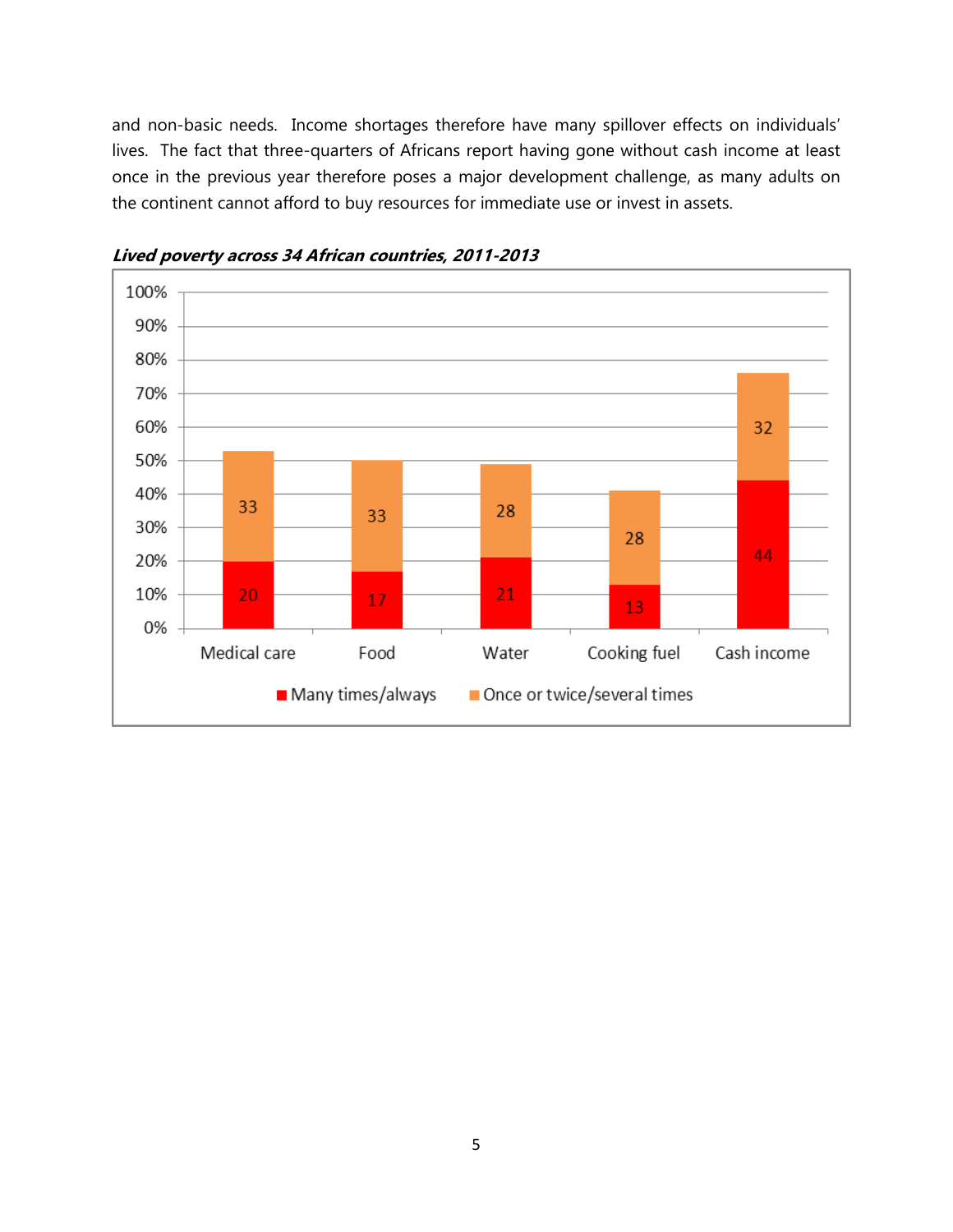and non-basic needs. Income shortages therefore have many spillover effects on individuals' lives. The fact that three-quarters of Africans report having gone without cash income at least once in the previous year therefore poses a major development challenge, as many adults on the continent cannot afford to buy resources for immediate use or invest in assets.

***Lived poverty across 34 African countries, 2011-2013***

| | Many times/always | Once or twice/several times |
|---|---|---|
| Medical care | 20 | 33 |
| Food | 17 | 33 |
| Water | 21 | 28 |
| Cooking fuel | 13 | 28 |
| Cash income | 44 | 32 |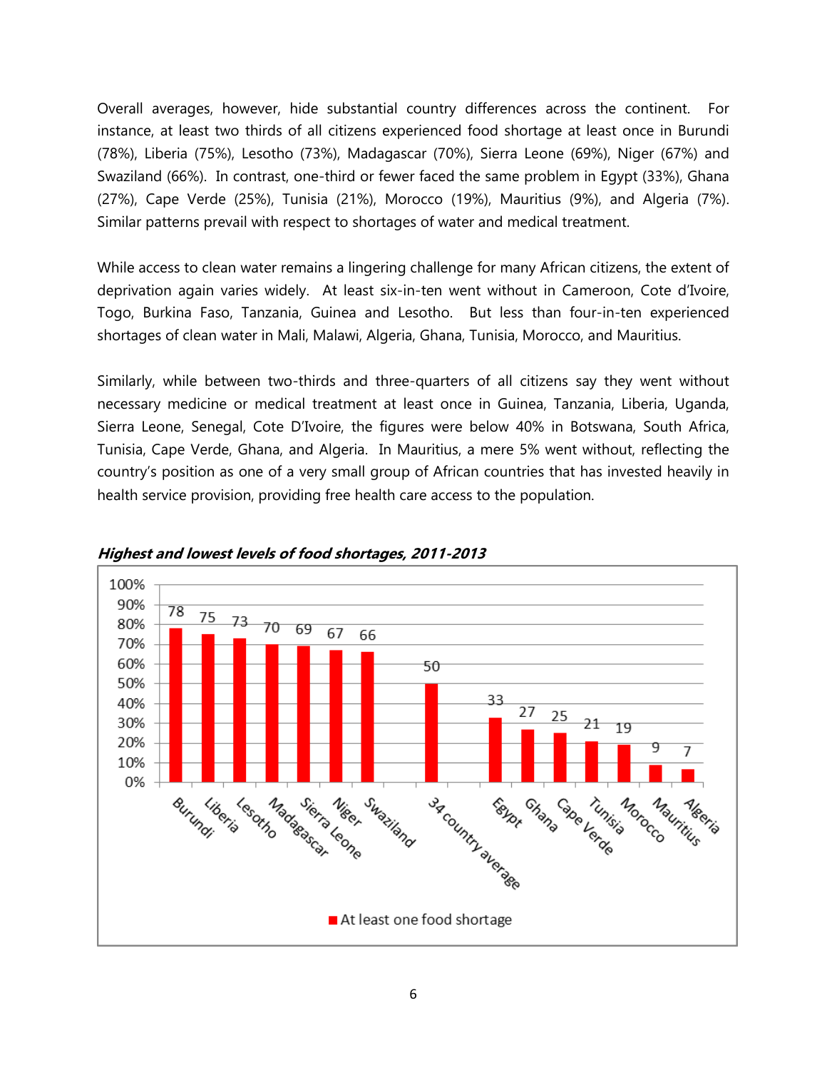Overall averages, however, hide substantial country differences across the continent. For instance, at least two thirds of all citizens experienced food shortage at least once in Burundi (78%), Liberia (75%), Lesotho (73%), Madagascar (70%), Sierra Leone (69%), Niger (67%) and Swaziland (66%). In contrast, one-third or fewer faced the same problem in Egypt (33%), Ghana (27%), Cape Verde (25%), Tunisia (21%), Morocco (19%), Mauritius (9%), and Algeria (7%). Similar patterns prevail with respect to shortages of water and medical treatment.

While access to clean water remains a lingering challenge for many African citizens, the extent of deprivation again varies widely. At least six-in-ten went without in Cameroon, Cote d'Ivoire, Togo, Burkina Faso, Tanzania, Guinea and Lesotho. But less than four-in-ten experienced shortages of clean water in Mali, Malawi, Algeria, Ghana, Tunisia, Morocco, and Mauritius.

Similarly, while between two-thirds and three-quarters of all citizens say they went without necessary medicine or medical treatment at least once in Guinea, Tanzania, Liberia, Uganda, Sierra Leone, Senegal, Cote D'Ivoire, the figures were below 40% in Botswana, South Africa, Tunisia, Cape Verde, Ghana, and Algeria. In Mauritius, a mere 5% went without, reflecting the country's position as one of a very small group of African countries that has invested heavily in health service provision, providing free health care access to the population.

***Highest and lowest levels of food shortages, 2011-2013***

| Country | At least one food shortage (%) |
|---|---|
| Burundi | 78 |
| Liberia | 75 |
| Lesotho | 73 |
| Madagascar | 70 |
| Sierra Leone | 69 |
| Niger | 67 |
| Swaziland | 66 |
| 34 country average | 50 |
| Egypt | 33 |
| Ghana | 27 |
| Cape Verde | 25 |
| Tunisia | 21 |
| Morocco | 19 |
| Mauritius | 9 |
| Algeria | 7 |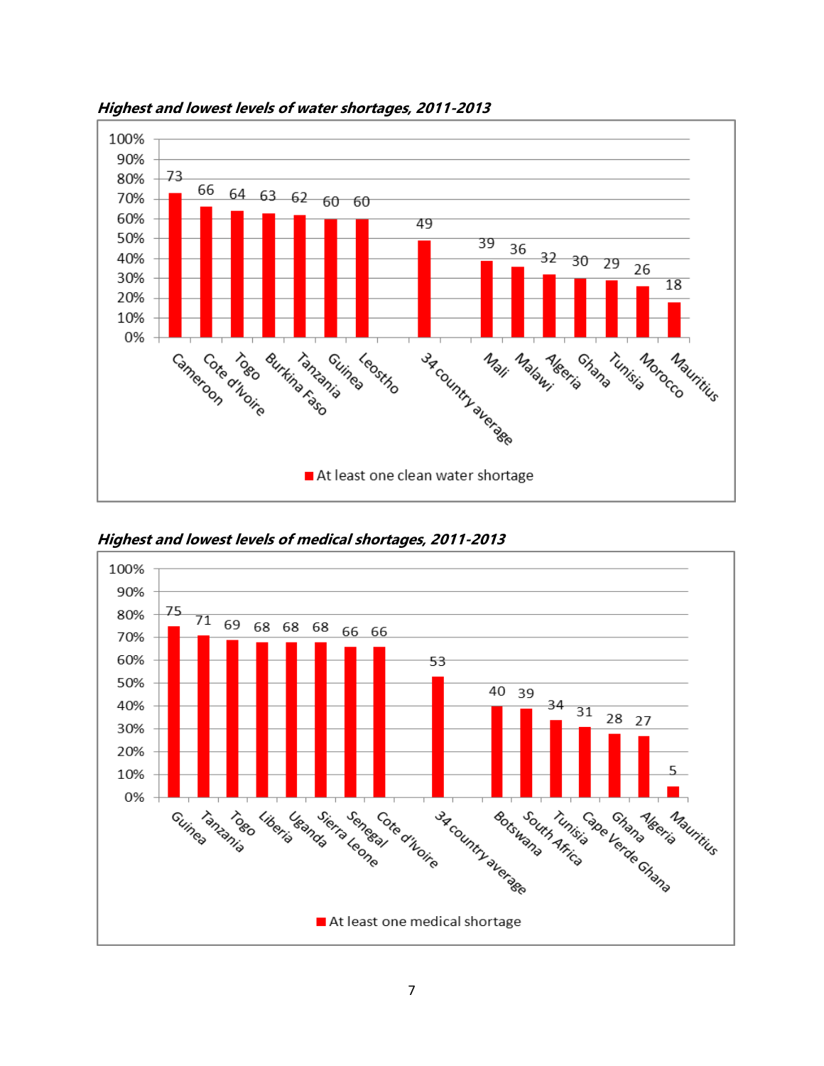***Highest and lowest levels of water shortages, 2011-2013***

| Country | At least one clean water shortage (%) |
| --- | --- |
| Cameroon | 73 |
| Cote d'Ivoire | 66 |
| Togo | 64 |
| Burkina Faso | 63 |
| Tanzania | 62 |
| Guinea | 60 |
| Leostho | 60 |
| 34 country average | 49 |
| Mali | 39 |
| Malawi | 36 |
| Algeria | 32 |
| Ghana | 30 |
| Tunisia | 29 |
| Morocco | 26 |
| Mauritius | 18 |

***Highest and lowest levels of medical shortages, 2011-2013***

| Country | At least one medical shortage (%) |
| --- | --- |
| Guinea | 75 |
| Tanzania | 71 |
| Togo | 69 |
| Liberia | 68 |
| Uganda | 68 |
| Sierra Leone | 68 |
| Senegal | 66 |
| Cote d'Ivoire | 66 |
| 34 country average | 53 |
| Botswana | 40 |
| South Africa | 39 |
| Tunisia | 34 |
| Cape Verde Ghana | 31 |
| Ghana | 28 |
| Algeria | 27 |
| Mauritius | 5 |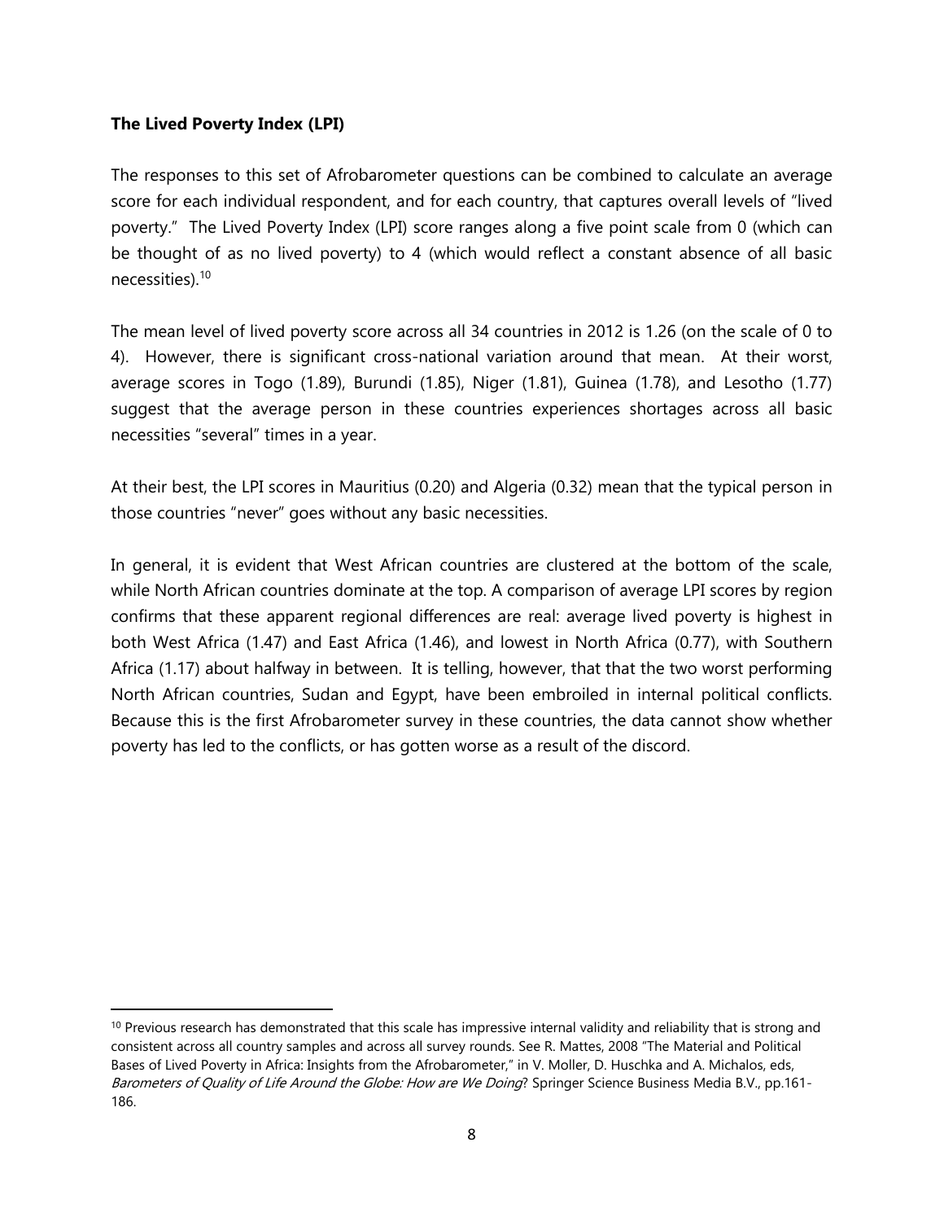**The Lived Poverty Index (LPI)**

The responses to this set of Afrobarometer questions can be combined to calculate an average score for each individual respondent, and for each country, that captures overall levels of "lived poverty." The Lived Poverty Index (LPI) score ranges along a five point scale from 0 (which can be thought of as no lived poverty) to 4 (which would reflect a constant absence of all basic necessities).[10]

The mean level of lived poverty score across all 34 countries in 2012 is 1.26 (on the scale of 0 to 4). However, there is significant cross-national variation around that mean. At their worst, average scores in Togo (1.89), Burundi (1.85), Niger (1.81), Guinea (1.78), and Lesotho (1.77) suggest that the average person in these countries experiences shortages across all basic necessities "several" times in a year.

At their best, the LPI scores in Mauritius (0.20) and Algeria (0.32) mean that the typical person in those countries "never" goes without any basic necessities.

In general, it is evident that West African countries are clustered at the bottom of the scale, while North African countries dominate at the top. A comparison of average LPI scores by region confirms that these apparent regional differences are real: average lived poverty is highest in both West Africa (1.47) and East Africa (1.46), and lowest in North Africa (0.77), with Southern Africa (1.17) about halfway in between. It is telling, however, that that the two worst performing North African countries, Sudan and Egypt, have been embroiled in internal political conflicts. Because this is the first Afrobarometer survey in these countries, the data cannot show whether poverty has led to the conflicts, or has gotten worse as a result of the discord.

---

[10] Previous research has demonstrated that this scale has impressive internal validity and reliability that is strong and consistent across all country samples and across all survey rounds. See R. Mattes, 2008 "The Material and Political Bases of Lived Poverty in Africa: Insights from the Afrobarometer," in V. Moller, D. Huschka and A. Michalos, eds, *Barometers of Quality of Life Around the Globe: How are We Doing*? Springer Science Business Media B.V., pp.161-186.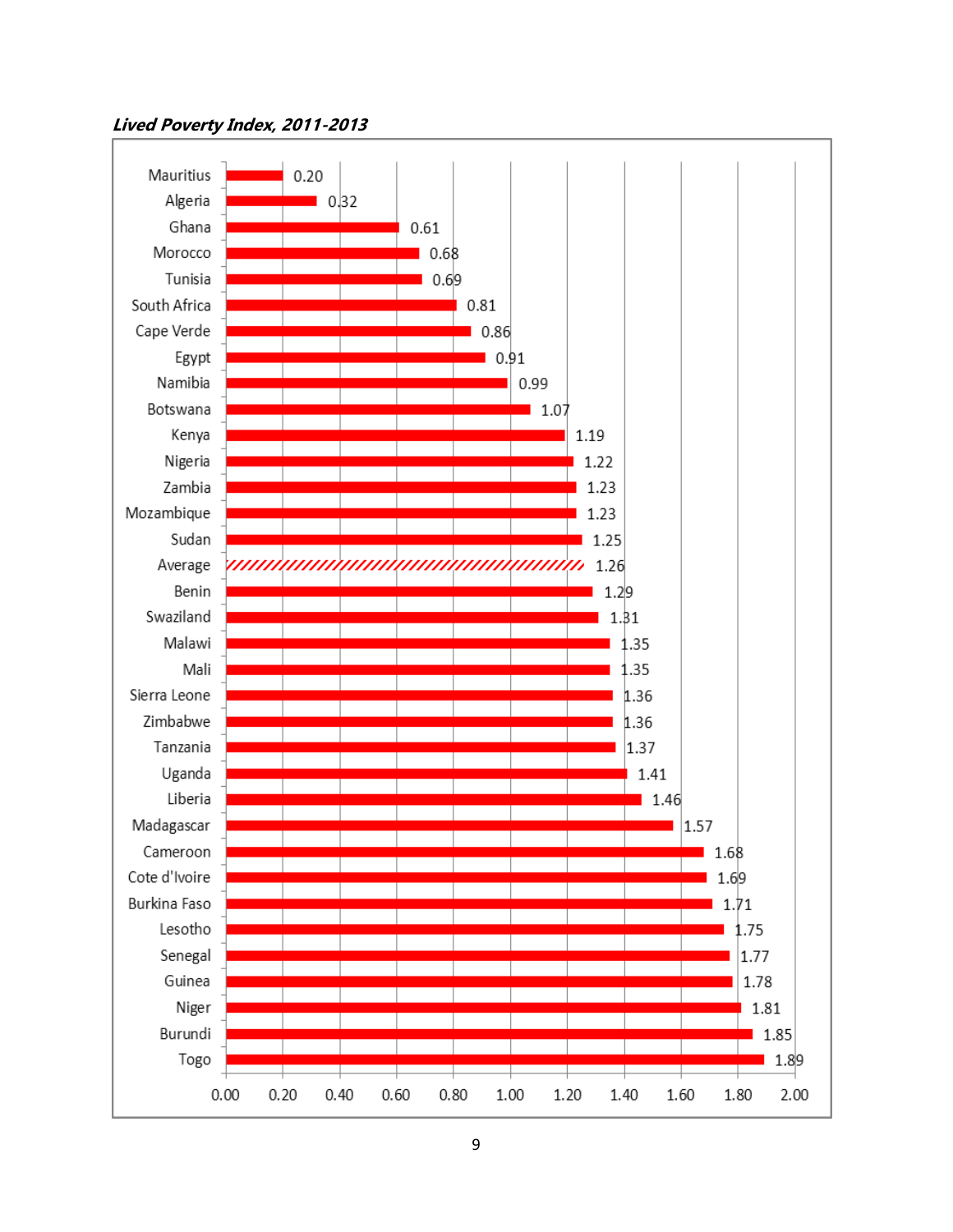***Lived Poverty Index, 2011-2013***

| Country | Lived Poverty Index |
|---|---|
| Mauritius | 0.20 |
| Algeria | 0.32 |
| Ghana | 0.61 |
| Morocco | 0.68 |
| Tunisia | 0.69 |
| South Africa | 0.81 |
| Cape Verde | 0.86 |
| Egypt | 0.91 |
| Namibia | 0.99 |
| Botswana | 1.07 |
| Kenya | 1.19 |
| Nigeria | 1.22 |
| Zambia | 1.23 |
| Mozambique | 1.23 |
| Sudan | 1.25 |
| Average | 1.26 |
| Benin | 1.29 |
| Swaziland | 1.31 |
| Malawi | 1.35 |
| Mali | 1.35 |
| Sierra Leone | 1.36 |
| Zimbabwe | 1.36 |
| Tanzania | 1.37 |
| Uganda | 1.41 |
| Liberia | 1.46 |
| Madagascar | 1.57 |
| Cameroon | 1.68 |
| Cote d'Ivoire | 1.69 |
| Burkina Faso | 1.71 |
| Lesotho | 1.75 |
| Senegal | 1.77 |
| Guinea | 1.78 |
| Niger | 1.81 |
| Burundi | 1.85 |
| Togo | 1.89 |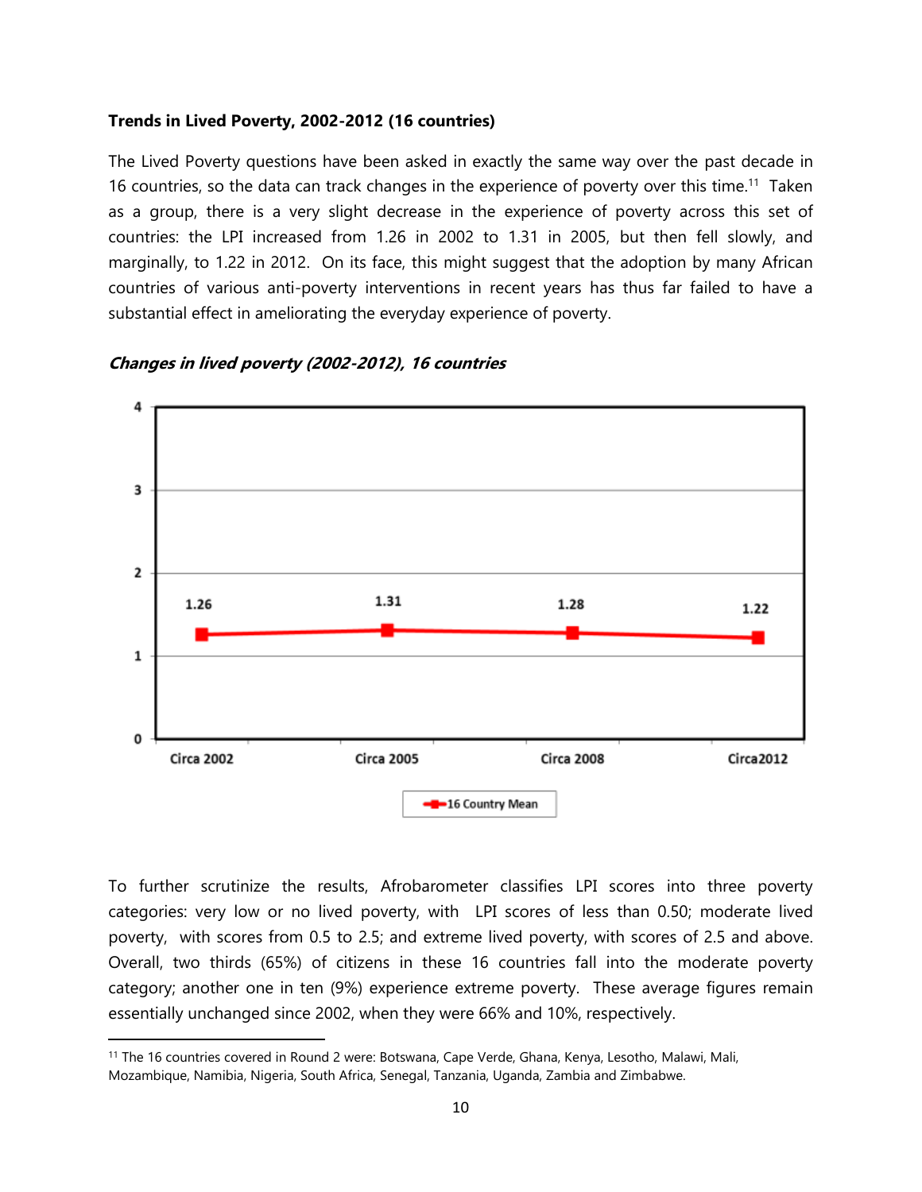**Trends in Lived Poverty, 2002-2012 (16 countries)**

The Lived Poverty questions have been asked in exactly the same way over the past decade in 16 countries, so the data can track changes in the experience of poverty over this time.[11] Taken as a group, there is a very slight decrease in the experience of poverty across this set of countries: the LPI increased from 1.26 in 2002 to 1.31 in 2005, but then fell slowly, and marginally, to 1.22 in 2012. On its face, this might suggest that the adoption by many African countries of various anti-poverty interventions in recent years has thus far failed to have a substantial effect in ameliorating the everyday experience of poverty.

***Changes in lived poverty (2002-2012), 16 countries***

| | Circa 2002 | Circa 2005 | Circa 2008 | Circa2012 |
|---|---|---|---|---|
| 16 Country Mean | 1.26 | 1.31 | 1.28 | 1.22 |

To further scrutinize the results, Afrobarometer classifies LPI scores into three poverty categories: very low or no lived poverty, with LPI scores of less than 0.50; moderate lived poverty, with scores from 0.5 to 2.5; and extreme lived poverty, with scores of 2.5 and above. Overall, two thirds (65%) of citizens in these 16 countries fall into the moderate poverty category; another one in ten (9%) experience extreme poverty. These average figures remain essentially unchanged since 2002, when they were 66% and 10%, respectively.

[11] The 16 countries covered in Round 2 were: Botswana, Cape Verde, Ghana, Kenya, Lesotho, Malawi, Mali, Mozambique, Namibia, Nigeria, South Africa, Senegal, Tanzania, Uganda, Zambia and Zimbabwe.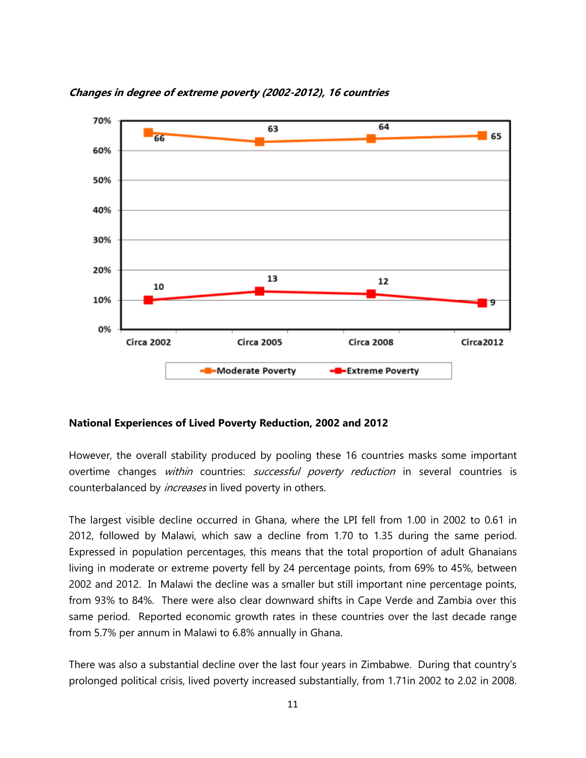***Changes in degree of extreme poverty (2002-2012), 16 countries***

| | Circa 2002 | Circa 2005 | Circa 2008 | Circa 2012 |
|---|---|---|---|---|
| Moderate Poverty | 66 | 63 | 64 | 65 |
| Extreme Poverty | 10 | 13 | 12 | 9 |

**National Experiences of Lived Poverty Reduction, 2002 and 2012**

However, the overall stability produced by pooling these 16 countries masks some important overtime changes *within* countries: *successful poverty reduction* in several countries is counterbalanced by *increases* in lived poverty in others.

The largest visible decline occurred in Ghana, where the LPI fell from 1.00 in 2002 to 0.61 in 2012, followed by Malawi, which saw a decline from 1.70 to 1.35 during the same period. Expressed in population percentages, this means that the total proportion of adult Ghanaians living in moderate or extreme poverty fell by 24 percentage points, from 69% to 45%, between 2002 and 2012. In Malawi the decline was a smaller but still important nine percentage points, from 93% to 84%. There were also clear downward shifts in Cape Verde and Zambia over this same period. Reported economic growth rates in these countries over the last decade range from 5.7% per annum in Malawi to 6.8% annually in Ghana.

There was also a substantial decline over the last four years in Zimbabwe. During that country's prolonged political crisis, lived poverty increased substantially, from 1.71in 2002 to 2.02 in 2008.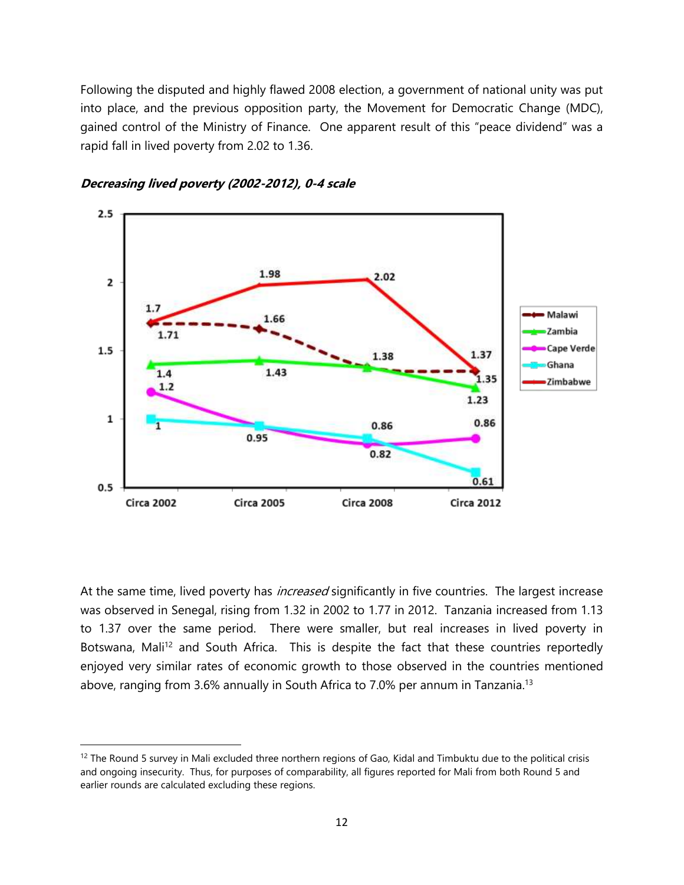Following the disputed and highly flawed 2008 election, a government of national unity was put into place, and the previous opposition party, the Movement for Democratic Change (MDC), gained control of the Ministry of Finance. One apparent result of this "peace dividend" was a rapid fall in lived poverty from 2.02 to 1.36.

***Decreasing lived poverty (2002-2012), 0-4 scale***

At the same time, lived poverty has *increased* significantly in five countries. The largest increase was observed in Senegal, rising from 1.32 in 2002 to 1.77 in 2012. Tanzania increased from 1.13 to 1.37 over the same period. There were smaller, but real increases in lived poverty in Botswana, Mali[12] and South Africa. This is despite the fact that these countries reportedly enjoyed very similar rates of economic growth to those observed in the countries mentioned above, ranging from 3.6% annually in South Africa to 7.0% per annum in Tanzania.[13]

[12] The Round 5 survey in Mali excluded three northern regions of Gao, Kidal and Timbuktu due to the political crisis and ongoing insecurity. Thus, for purposes of comparability, all figures reported for Mali from both Round 5 and earlier rounds are calculated excluding these regions.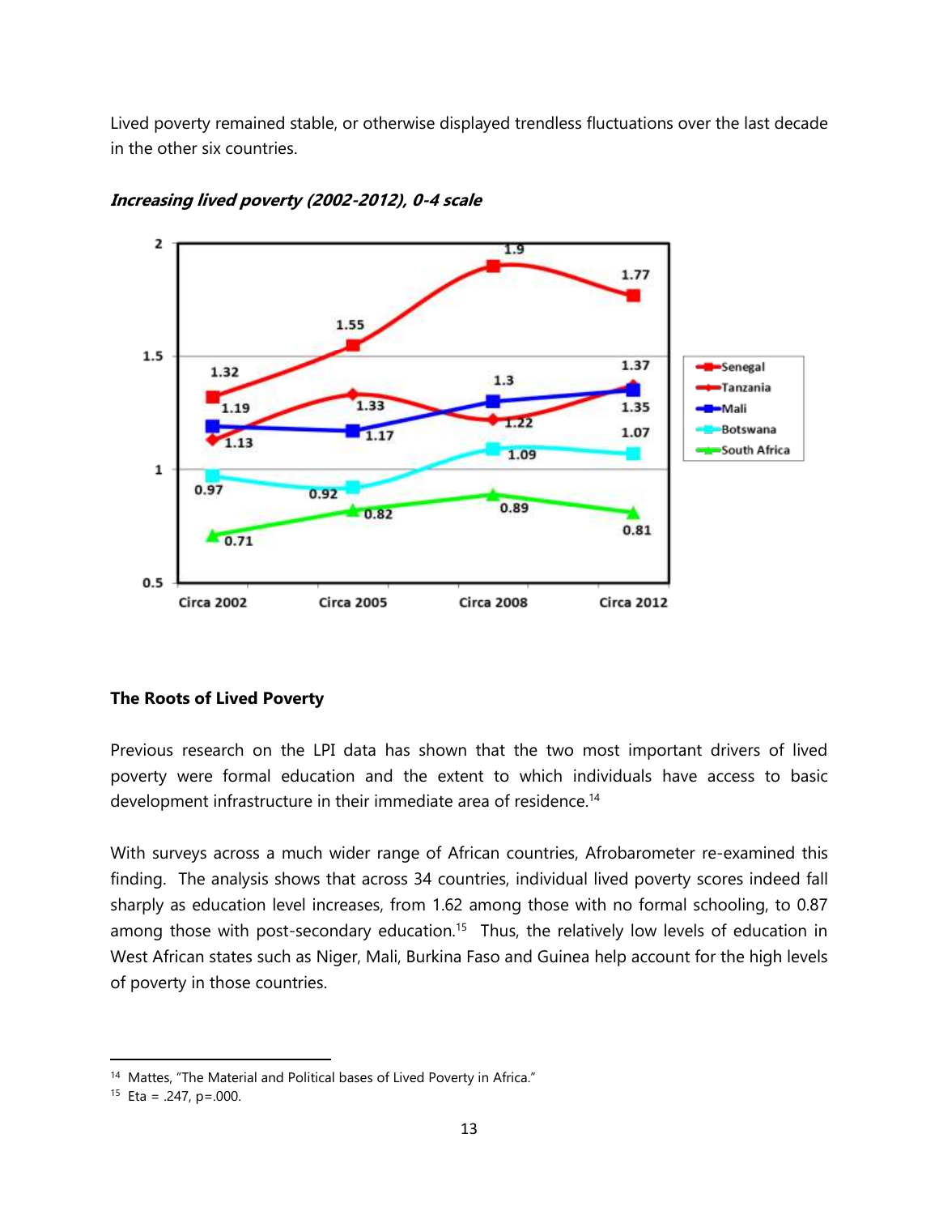Lived poverty remained stable, or otherwise displayed trendless fluctuations over the last decade in the other six countries.

***Increasing lived poverty (2002-2012), 0-4 scale***

| | Circa 2002 | Circa 2005 | Circa 2008 | Circa 2012 |
|---|---|---|---|---|
| Senegal | 1.32 | 1.55 | 1.9 | 1.77 |
| Tanzania | 1.13 | 1.33 | 1.22 | 1.37 |
| Mali | 1.19 | 1.17 | 1.3 | 1.35 |
| Botswana | 0.97 | 0.92 | 1.09 | 1.07 |
| South Africa | 0.71 | 0.82 | 0.89 | 0.81 |

## The Roots of Lived Poverty

Previous research on the LPI data has shown that the two most important drivers of lived poverty were formal education and the extent to which individuals have access to basic development infrastructure in their immediate area of residence.[14]

With surveys across a much wider range of African countries, Afrobarometer re-examined this finding. The analysis shows that across 34 countries, individual lived poverty scores indeed fall sharply as education level increases, from 1.62 among those with no formal schooling, to 0.87 among those with post-secondary education.[15] Thus, the relatively low levels of education in West African states such as Niger, Mali, Burkina Faso and Guinea help account for the high levels of poverty in those countries.

---

[14] Mattes, "The Material and Political bases of Lived Poverty in Africa."

[15] Eta = .247, p=.000.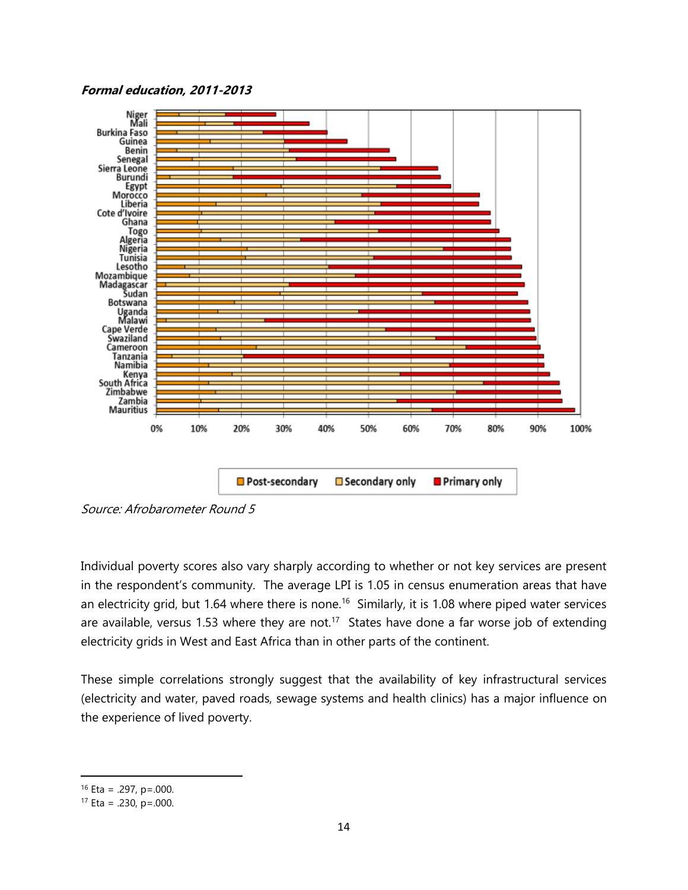***Formal education, 2011-2013***

*Source: Afrobarometer Round 5*

Individual poverty scores also vary sharply according to whether or not key services are present in the respondent's community. The average LPI is 1.05 in census enumeration areas that have an electricity grid, but 1.64 where there is none.[16] Similarly, it is 1.08 where piped water services are available, versus 1.53 where they are not.[17] States have done a far worse job of extending electricity grids in West and East Africa than in other parts of the continent.

These simple correlations strongly suggest that the availability of key infrastructural services (electricity and water, paved roads, sewage systems and health clinics) has a major influence on the experience of lived poverty.

[16] Eta = .297, p=.000.

[17] Eta = .230, p=.000.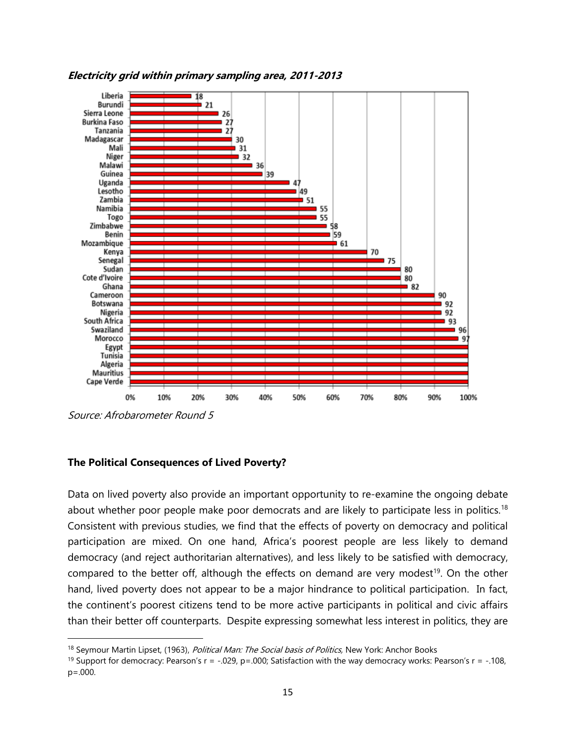***Electricity grid within primary sampling area, 2011-2013***

| Country | % |
|---|---|
| Liberia | 18 |
| Burundi | 21 |
| Sierra Leone | 26 |
| Burkina Faso | 27 |
| Tanzania | 27 |
| Madagascar | 30 |
| Mali | 31 |
| Niger | 32 |
| Malawi | 36 |
| Guinea | 39 |
| Uganda | 47 |
| Lesotho | 49 |
| Zambia | 51 |
| Namibia | 55 |
| Togo | 55 |
| Zimbabwe | 58 |
| Benin | 59 |
| Mozambique | 61 |
| Kenya | 70 |
| Senegal | 75 |
| Sudan | 80 |
| Cote d'Ivoire | 80 |
| Ghana | 82 |
| Cameroon | 90 |
| Botswana | 92 |
| Nigeria | 92 |
| South Africa | 93 |
| Swaziland | 96 |
| Morocco | 97 |
| Egypt | |
| Tunisia | |
| Algeria | |
| Mauritius | |
| Cape Verde | |

*Source: Afrobarometer Round 5*

**The Political Consequences of Lived Poverty?**

Data on lived poverty also provide an important opportunity to re-examine the ongoing debate about whether poor people make poor democrats and are likely to participate less in politics.[18] Consistent with previous studies, we find that the effects of poverty on democracy and political participation are mixed. On one hand, Africa's poorest people are less likely to demand democracy (and reject authoritarian alternatives), and less likely to be satisfied with democracy, compared to the better off, although the effects on demand are very modest[19]. On the other hand, lived poverty does not appear to be a major hindrance to political participation. In fact, the continent's poorest citizens tend to be more active participants in political and civic affairs than their better off counterparts. Despite expressing somewhat less interest in politics, they are

[18] Seymour Martin Lipset, (1963), *Political Man: The Social basis of Politics,* New York: Anchor Books

[19] Support for democracy: Pearson's $r = -.029$, $p=.000$; Satisfaction with the way democracy works: Pearson's $r = -.108$, $p=.000$.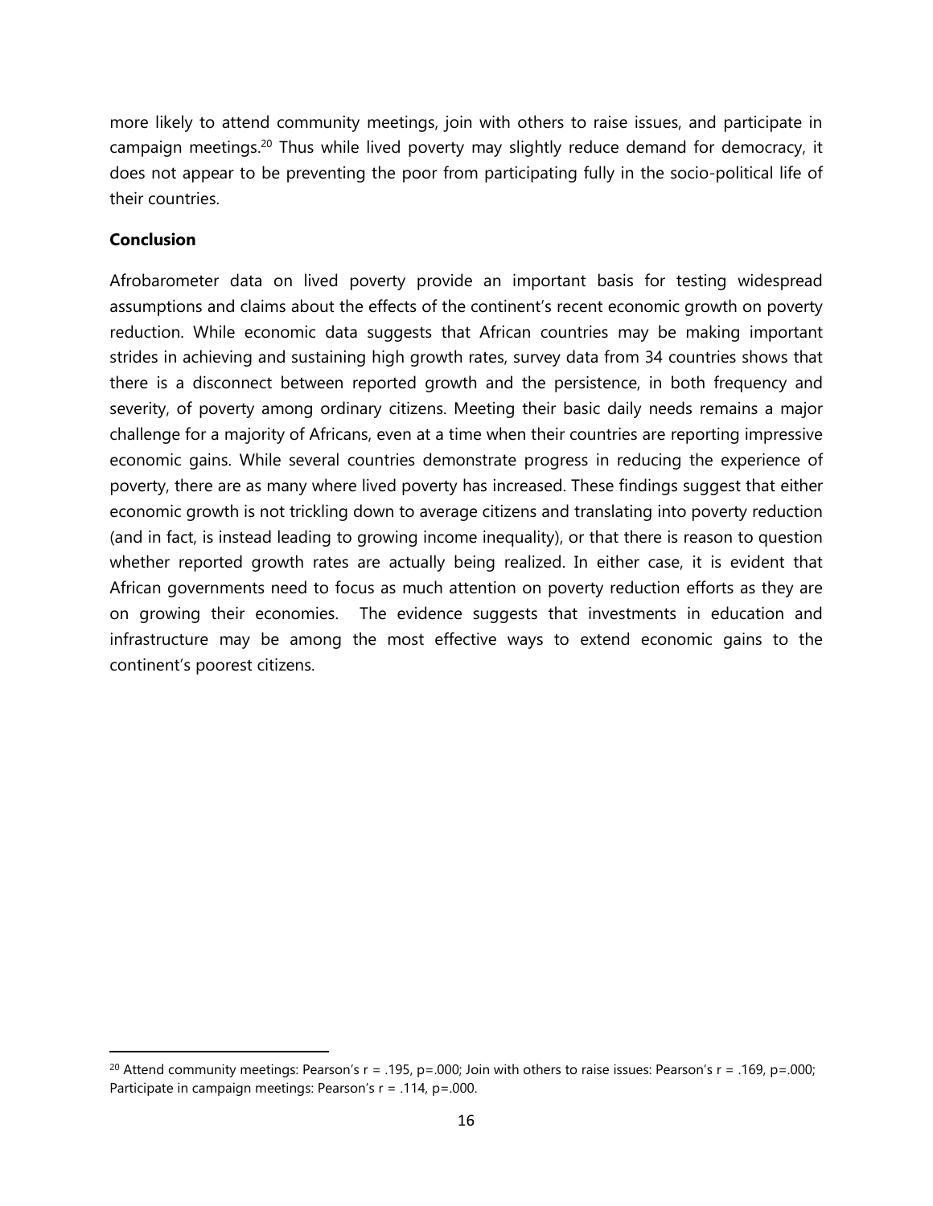more likely to attend community meetings, join with others to raise issues, and participate in campaign meetings.[20] Thus while lived poverty may slightly reduce demand for democracy, it does not appear to be preventing the poor from participating fully in the socio-political life of their countries.

## Conclusion

Afrobarometer data on lived poverty provide an important basis for testing widespread assumptions and claims about the effects of the continent's recent economic growth on poverty reduction. While economic data suggests that African countries may be making important strides in achieving and sustaining high growth rates, survey data from 34 countries shows that there is a disconnect between reported growth and the persistence, in both frequency and severity, of poverty among ordinary citizens. Meeting their basic daily needs remains a major challenge for a majority of Africans, even at a time when their countries are reporting impressive economic gains. While several countries demonstrate progress in reducing the experience of poverty, there are as many where lived poverty has increased. These findings suggest that either economic growth is not trickling down to average citizens and translating into poverty reduction (and in fact, is instead leading to growing income inequality), or that there is reason to question whether reported growth rates are actually being realized. In either case, it is evident that African governments need to focus as much attention on poverty reduction efforts as they are on growing their economies. The evidence suggests that investments in education and infrastructure may be among the most effective ways to extend economic gains to the continent's poorest citizens.

---

[20] Attend community meetings: Pearson's $r = .195$, $p=.000$; Join with others to raise issues: Pearson's $r = .169$, $p=.000$; Participate in campaign meetings: Pearson's $r = .114$, $p=.000$.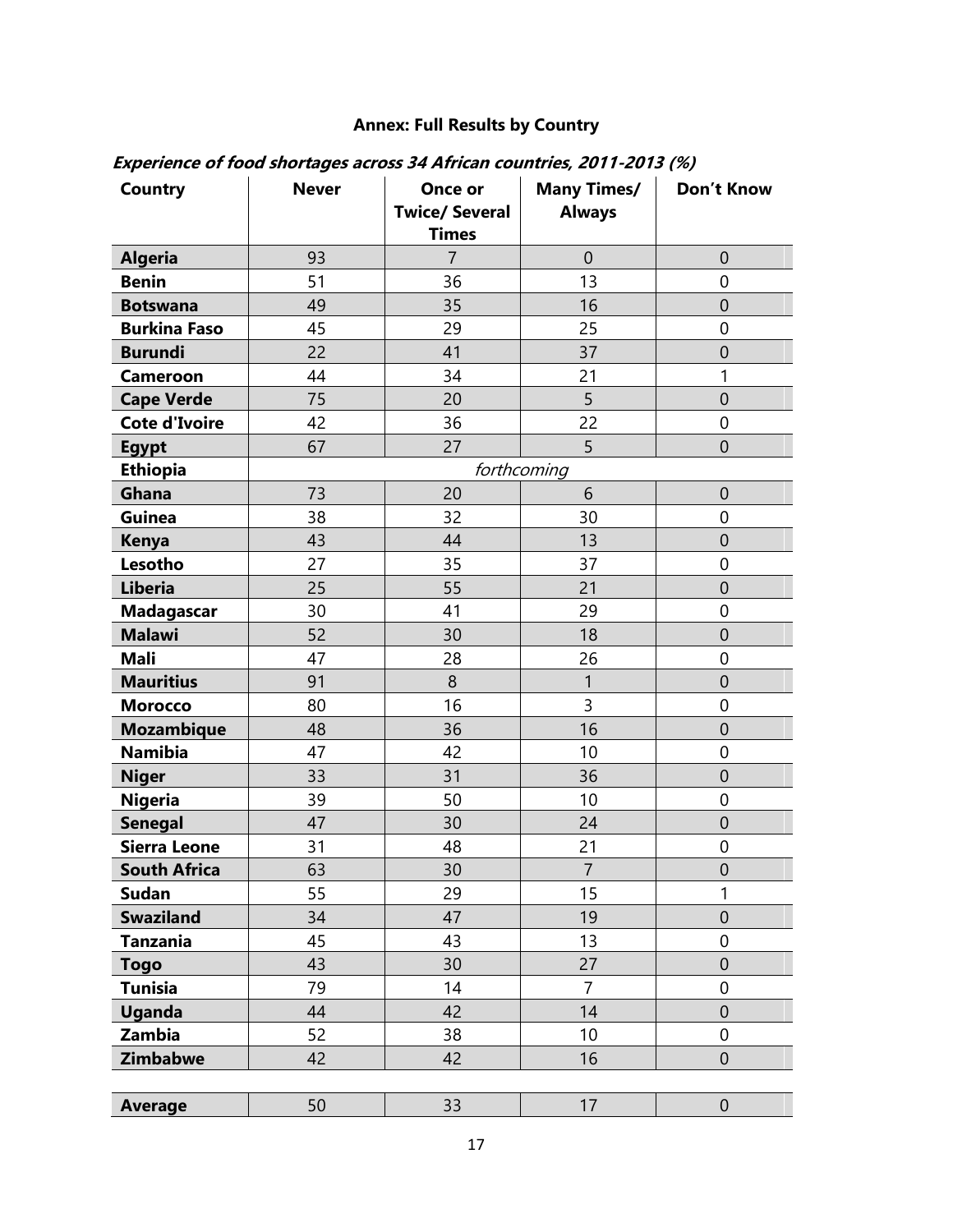## Annex: Full Results by Country

***Experience of food shortages across 34 African countries, 2011-2013 (%)***

| Country | Never | Once or Twice/ Several Times | Many Times/ Always | Don't Know |
|---|---|---|---|---|
| **Algeria** | 93 | 7 | 0 | 0 |
| **Benin** | 51 | 36 | 13 | 0 |
| **Botswana** | 49 | 35 | 16 | 0 |
| **Burkina Faso** | 45 | 29 | 25 | 0 |
| **Burundi** | 22 | 41 | 37 | 0 |
| **Cameroon** | 44 | 34 | 21 | 1 |
| **Cape Verde** | 75 | 20 | 5 | 0 |
| **Cote d'Ivoire** | 42 | 36 | 22 | 0 |
| **Egypt** | 67 | 27 | 5 | 0 |
| **Ethiopia** | *forthcoming* | | | |
| **Ghana** | 73 | 20 | 6 | 0 |
| **Guinea** | 38 | 32 | 30 | 0 |
| **Kenya** | 43 | 44 | 13 | 0 |
| **Lesotho** | 27 | 35 | 37 | 0 |
| **Liberia** | 25 | 55 | 21 | 0 |
| **Madagascar** | 30 | 41 | 29 | 0 |
| **Malawi** | 52 | 30 | 18 | 0 |
| **Mali** | 47 | 28 | 26 | 0 |
| **Mauritius** | 91 | 8 | 1 | 0 |
| **Morocco** | 80 | 16 | 3 | 0 |
| **Mozambique** | 48 | 36 | 16 | 0 |
| **Namibia** | 47 | 42 | 10 | 0 |
| **Niger** | 33 | 31 | 36 | 0 |
| **Nigeria** | 39 | 50 | 10 | 0 |
| **Senegal** | 47 | 30 | 24 | 0 |
| **Sierra Leone** | 31 | 48 | 21 | 0 |
| **South Africa** | 63 | 30 | 7 | 0 |
| **Sudan** | 55 | 29 | 15 | 1 |
| **Swaziland** | 34 | 47 | 19 | 0 |
| **Tanzania** | 45 | 43 | 13 | 0 |
| **Togo** | 43 | 30 | 27 | 0 |
| **Tunisia** | 79 | 14 | 7 | 0 |
| **Uganda** | 44 | 42 | 14 | 0 |
| **Zambia** | 52 | 38 | 10 | 0 |
| **Zimbabwe** | 42 | 42 | 16 | 0 |
| **Average** | 50 | 33 | 17 | 0 |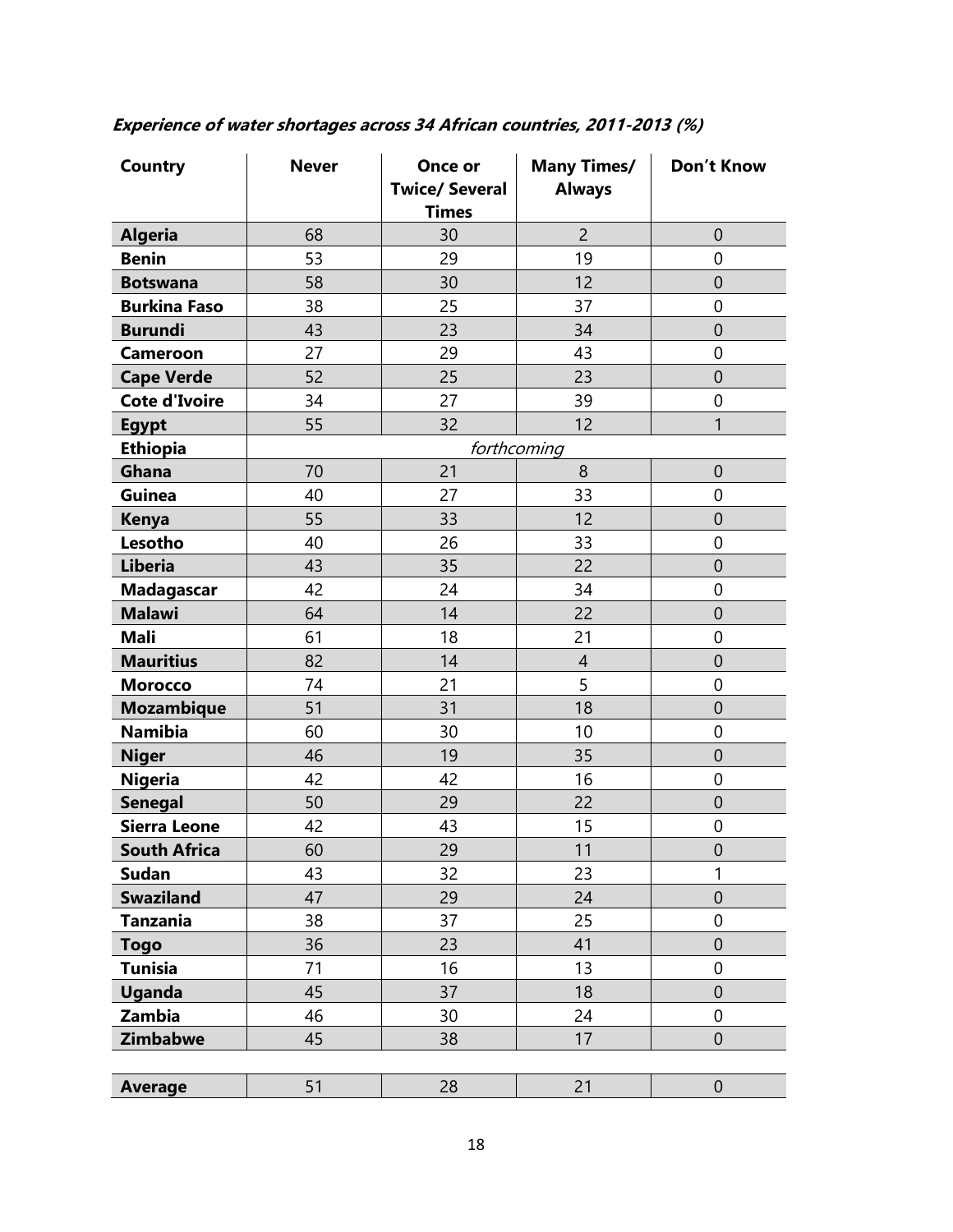***Experience of water shortages across 34 African countries, 2011-2013 (%)***

| Country | Never | Once or Twice/ Several Times | Many Times/ Always | Don't Know |
|---|---|---|---|---|
| **Algeria** | 68 | 30 | 2 | 0 |
| **Benin** | 53 | 29 | 19 | 0 |
| **Botswana** | 58 | 30 | 12 | 0 |
| **Burkina Faso** | 38 | 25 | 37 | 0 |
| **Burundi** | 43 | 23 | 34 | 0 |
| **Cameroon** | 27 | 29 | 43 | 0 |
| **Cape Verde** | 52 | 25 | 23 | 0 |
| **Cote d'Ivoire** | 34 | 27 | 39 | 0 |
| **Egypt** | 55 | 32 | 12 | 1 |
| **Ethiopia** | *forthcoming* | | | |
| **Ghana** | 70 | 21 | 8 | 0 |
| **Guinea** | 40 | 27 | 33 | 0 |
| **Kenya** | 55 | 33 | 12 | 0 |
| **Lesotho** | 40 | 26 | 33 | 0 |
| **Liberia** | 43 | 35 | 22 | 0 |
| **Madagascar** | 42 | 24 | 34 | 0 |
| **Malawi** | 64 | 14 | 22 | 0 |
| **Mali** | 61 | 18 | 21 | 0 |
| **Mauritius** | 82 | 14 | 4 | 0 |
| **Morocco** | 74 | 21 | 5 | 0 |
| **Mozambique** | 51 | 31 | 18 | 0 |
| **Namibia** | 60 | 30 | 10 | 0 |
| **Niger** | 46 | 19 | 35 | 0 |
| **Nigeria** | 42 | 42 | 16 | 0 |
| **Senegal** | 50 | 29 | 22 | 0 |
| **Sierra Leone** | 42 | 43 | 15 | 0 |
| **South Africa** | 60 | 29 | 11 | 0 |
| **Sudan** | 43 | 32 | 23 | 1 |
| **Swaziland** | 47 | 29 | 24 | 0 |
| **Tanzania** | 38 | 37 | 25 | 0 |
| **Togo** | 36 | 23 | 41 | 0 |
| **Tunisia** | 71 | 16 | 13 | 0 |
| **Uganda** | 45 | 37 | 18 | 0 |
| **Zambia** | 46 | 30 | 24 | 0 |
| **Zimbabwe** | 45 | 38 | 17 | 0 |
| | | | | |
| **Average** | 51 | 28 | 21 | 0 |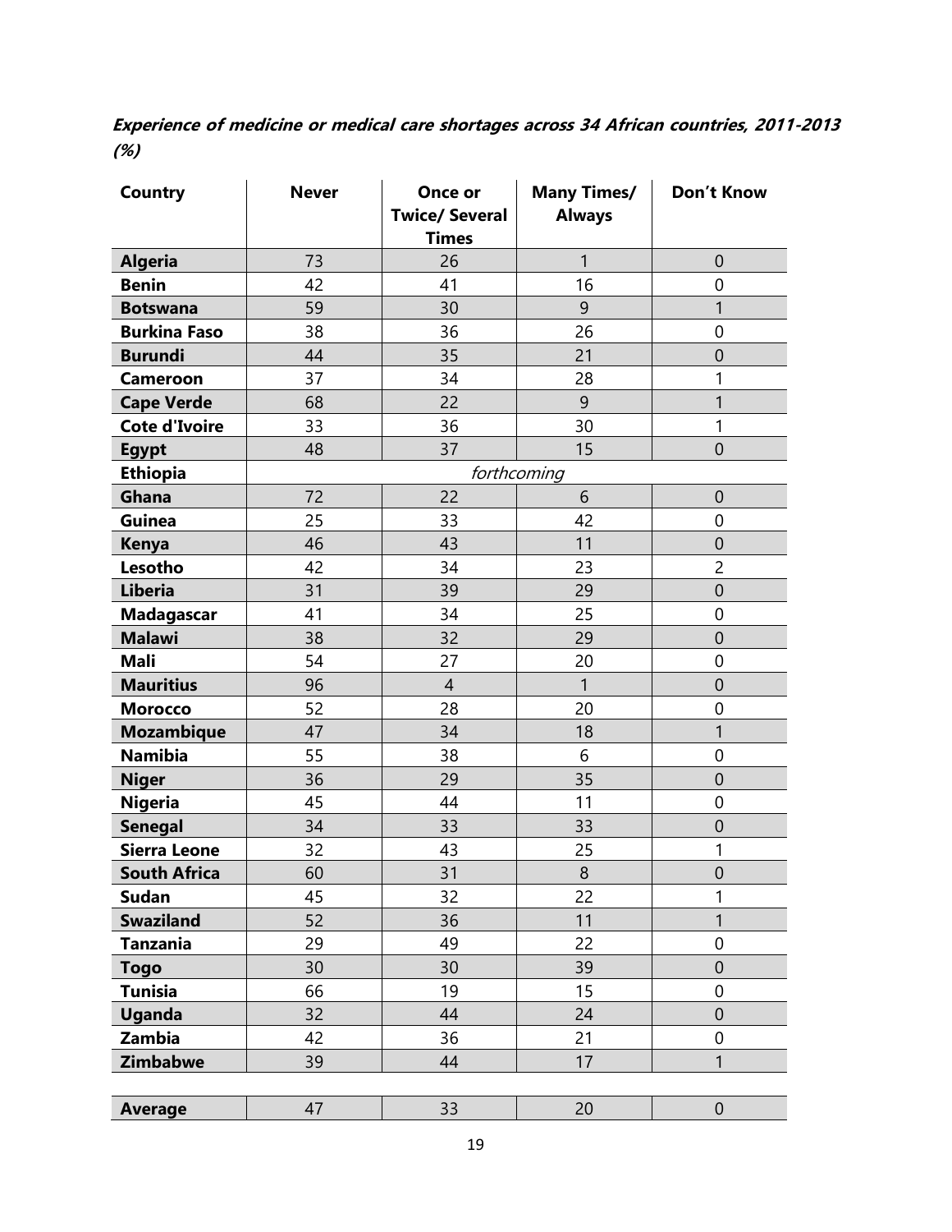***Experience of medicine or medical care shortages across 34 African countries, 2011-2013 (%)***

| Country | Never | Once or Twice/ Several Times | Many Times/ Always | Don't Know |
|---|---|---|---|---|
| **Algeria** | 73 | 26 | 1 | 0 |
| **Benin** | 42 | 41 | 16 | 0 |
| **Botswana** | 59 | 30 | 9 | 1 |
| **Burkina Faso** | 38 | 36 | 26 | 0 |
| **Burundi** | 44 | 35 | 21 | 0 |
| **Cameroon** | 37 | 34 | 28 | 1 |
| **Cape Verde** | 68 | 22 | 9 | 1 |
| **Cote d'Ivoire** | 33 | 36 | 30 | 1 |
| **Egypt** | 48 | 37 | 15 | 0 |
| **Ethiopia** | *forthcoming* | | | |
| **Ghana** | 72 | 22 | 6 | 0 |
| **Guinea** | 25 | 33 | 42 | 0 |
| **Kenya** | 46 | 43 | 11 | 0 |
| **Lesotho** | 42 | 34 | 23 | 2 |
| **Liberia** | 31 | 39 | 29 | 0 |
| **Madagascar** | 41 | 34 | 25 | 0 |
| **Malawi** | 38 | 32 | 29 | 0 |
| **Mali** | 54 | 27 | 20 | 0 |
| **Mauritius** | 96 | 4 | 1 | 0 |
| **Morocco** | 52 | 28 | 20 | 0 |
| **Mozambique** | 47 | 34 | 18 | 1 |
| **Namibia** | 55 | 38 | 6 | 0 |
| **Niger** | 36 | 29 | 35 | 0 |
| **Nigeria** | 45 | 44 | 11 | 0 |
| **Senegal** | 34 | 33 | 33 | 0 |
| **Sierra Leone** | 32 | 43 | 25 | 1 |
| **South Africa** | 60 | 31 | 8 | 0 |
| **Sudan** | 45 | 32 | 22 | 1 |
| **Swaziland** | 52 | 36 | 11 | 1 |
| **Tanzania** | 29 | 49 | 22 | 0 |
| **Togo** | 30 | 30 | 39 | 0 |
| **Tunisia** | 66 | 19 | 15 | 0 |
| **Uganda** | 32 | 44 | 24 | 0 |
| **Zambia** | 42 | 36 | 21 | 0 |
| **Zimbabwe** | 39 | 44 | 17 | 1 |
| **Average** | 47 | 33 | 20 | 0 |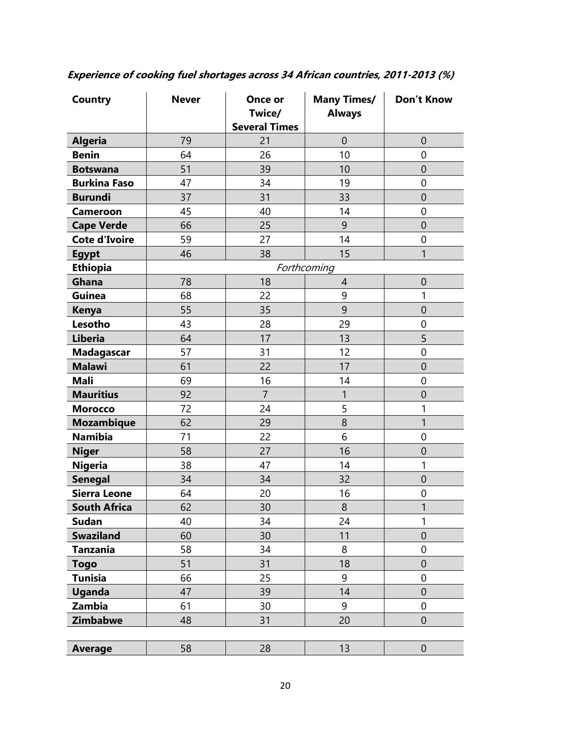***Experience of cooking fuel shortages across 34 African countries, 2011-2013 (%)***

| Country | Never | Once or Twice/ Several Times | Many Times/ Always | Don't Know |
|---|---|---|---|---|
| **Algeria** | 79 | 21 | 0 | 0 |
| **Benin** | 64 | 26 | 10 | 0 |
| **Botswana** | 51 | 39 | 10 | 0 |
| **Burkina Faso** | 47 | 34 | 19 | 0 |
| **Burundi** | 37 | 31 | 33 | 0 |
| **Cameroon** | 45 | 40 | 14 | 0 |
| **Cape Verde** | 66 | 25 | 9 | 0 |
| **Cote d'Ivoire** | 59 | 27 | 14 | 0 |
| **Egypt** | 46 | 38 | 15 | 1 |
| **Ethiopia** | *Forthcoming* | | | |
| **Ghana** | 78 | 18 | 4 | 0 |
| **Guinea** | 68 | 22 | 9 | 1 |
| **Kenya** | 55 | 35 | 9 | 0 |
| **Lesotho** | 43 | 28 | 29 | 0 |
| **Liberia** | 64 | 17 | 13 | 5 |
| **Madagascar** | 57 | 31 | 12 | 0 |
| **Malawi** | 61 | 22 | 17 | 0 |
| **Mali** | 69 | 16 | 14 | 0 |
| **Mauritius** | 92 | 7 | 1 | 0 |
| **Morocco** | 72 | 24 | 5 | 1 |
| **Mozambique** | 62 | 29 | 8 | 1 |
| **Namibia** | 71 | 22 | 6 | 0 |
| **Niger** | 58 | 27 | 16 | 0 |
| **Nigeria** | 38 | 47 | 14 | 1 |
| **Senegal** | 34 | 34 | 32 | 0 |
| **Sierra Leone** | 64 | 20 | 16 | 0 |
| **South Africa** | 62 | 30 | 8 | 1 |
| **Sudan** | 40 | 34 | 24 | 1 |
| **Swaziland** | 60 | 30 | 11 | 0 |
| **Tanzania** | 58 | 34 | 8 | 0 |
| **Togo** | 51 | 31 | 18 | 0 |
| **Tunisia** | 66 | 25 | 9 | 0 |
| **Uganda** | 47 | 39 | 14 | 0 |
| **Zambia** | 61 | 30 | 9 | 0 |
| **Zimbabwe** | 48 | 31 | 20 | 0 |
| **Average** | 58 | 28 | 13 | 0 |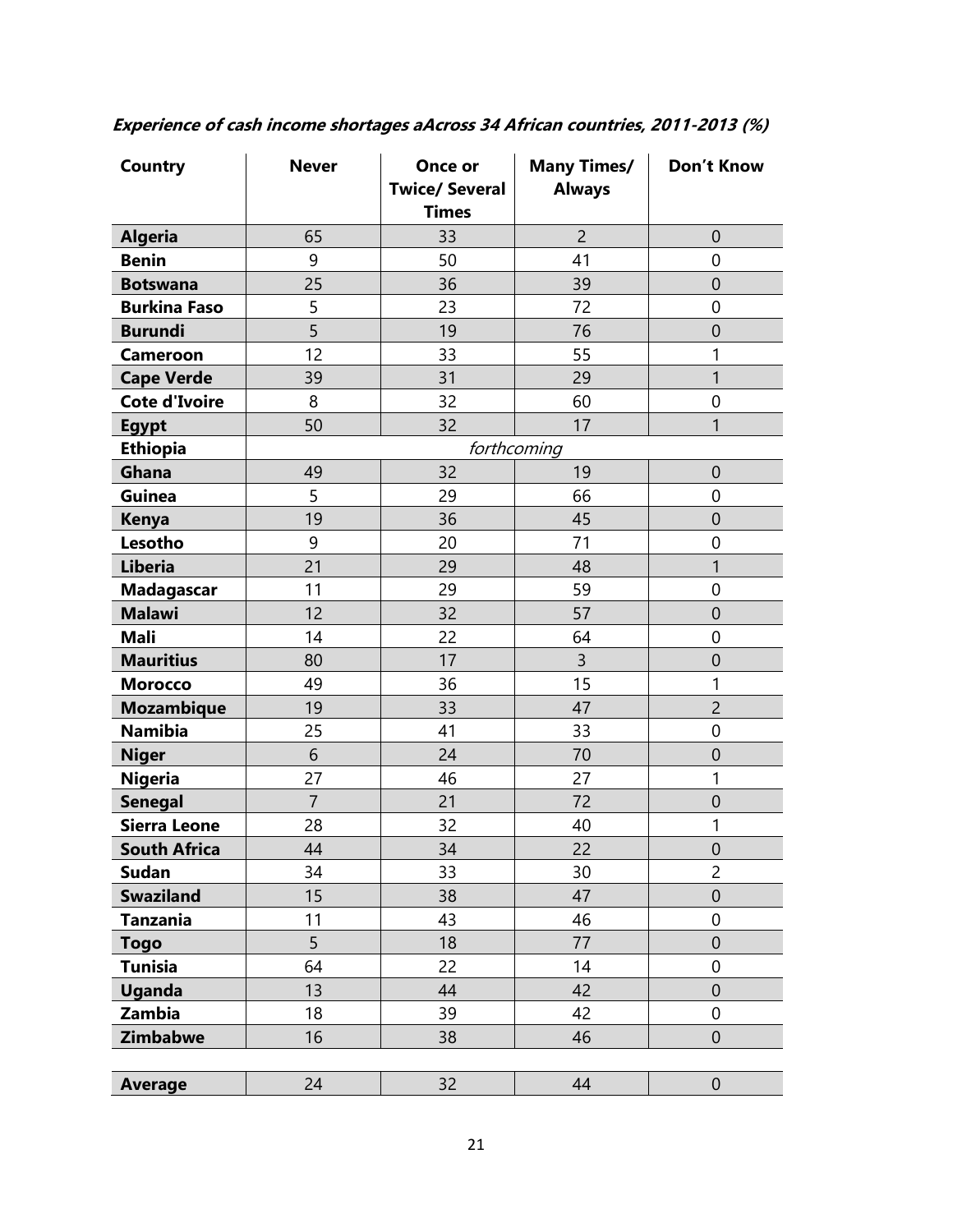***Experience of cash income shortages aAcross 34 African countries, 2011-2013 (%)***

| Country | Never | Once or Twice/ Several Times | Many Times/ Always | Don't Know |
|---|---|---|---|---|
| **Algeria** | 65 | 33 | 2 | 0 |
| **Benin** | 9 | 50 | 41 | 0 |
| **Botswana** | 25 | 36 | 39 | 0 |
| **Burkina Faso** | 5 | 23 | 72 | 0 |
| **Burundi** | 5 | 19 | 76 | 0 |
| **Cameroon** | 12 | 33 | 55 | 1 |
| **Cape Verde** | 39 | 31 | 29 | 1 |
| **Cote d'Ivoire** | 8 | 32 | 60 | 0 |
| **Egypt** | 50 | 32 | 17 | 1 |
| **Ethiopia** | *forthcoming* | | | |
| **Ghana** | 49 | 32 | 19 | 0 |
| **Guinea** | 5 | 29 | 66 | 0 |
| **Kenya** | 19 | 36 | 45 | 0 |
| **Lesotho** | 9 | 20 | 71 | 0 |
| **Liberia** | 21 | 29 | 48 | 1 |
| **Madagascar** | 11 | 29 | 59 | 0 |
| **Malawi** | 12 | 32 | 57 | 0 |
| **Mali** | 14 | 22 | 64 | 0 |
| **Mauritius** | 80 | 17 | 3 | 0 |
| **Morocco** | 49 | 36 | 15 | 1 |
| **Mozambique** | 19 | 33 | 47 | 2 |
| **Namibia** | 25 | 41 | 33 | 0 |
| **Niger** | 6 | 24 | 70 | 0 |
| **Nigeria** | 27 | 46 | 27 | 1 |
| **Senegal** | 7 | 21 | 72 | 0 |
| **Sierra Leone** | 28 | 32 | 40 | 1 |
| **South Africa** | 44 | 34 | 22 | 0 |
| **Sudan** | 34 | 33 | 30 | 2 |
| **Swaziland** | 15 | 38 | 47 | 0 |
| **Tanzania** | 11 | 43 | 46 | 0 |
| **Togo** | 5 | 18 | 77 | 0 |
| **Tunisia** | 64 | 22 | 14 | 0 |
| **Uganda** | 13 | 44 | 42 | 0 |
| **Zambia** | 18 | 39 | 42 | 0 |
| **Zimbabwe** | 16 | 38 | 46 | 0 |
| | | | | |
| **Average** | 24 | 32 | 44 | 0 |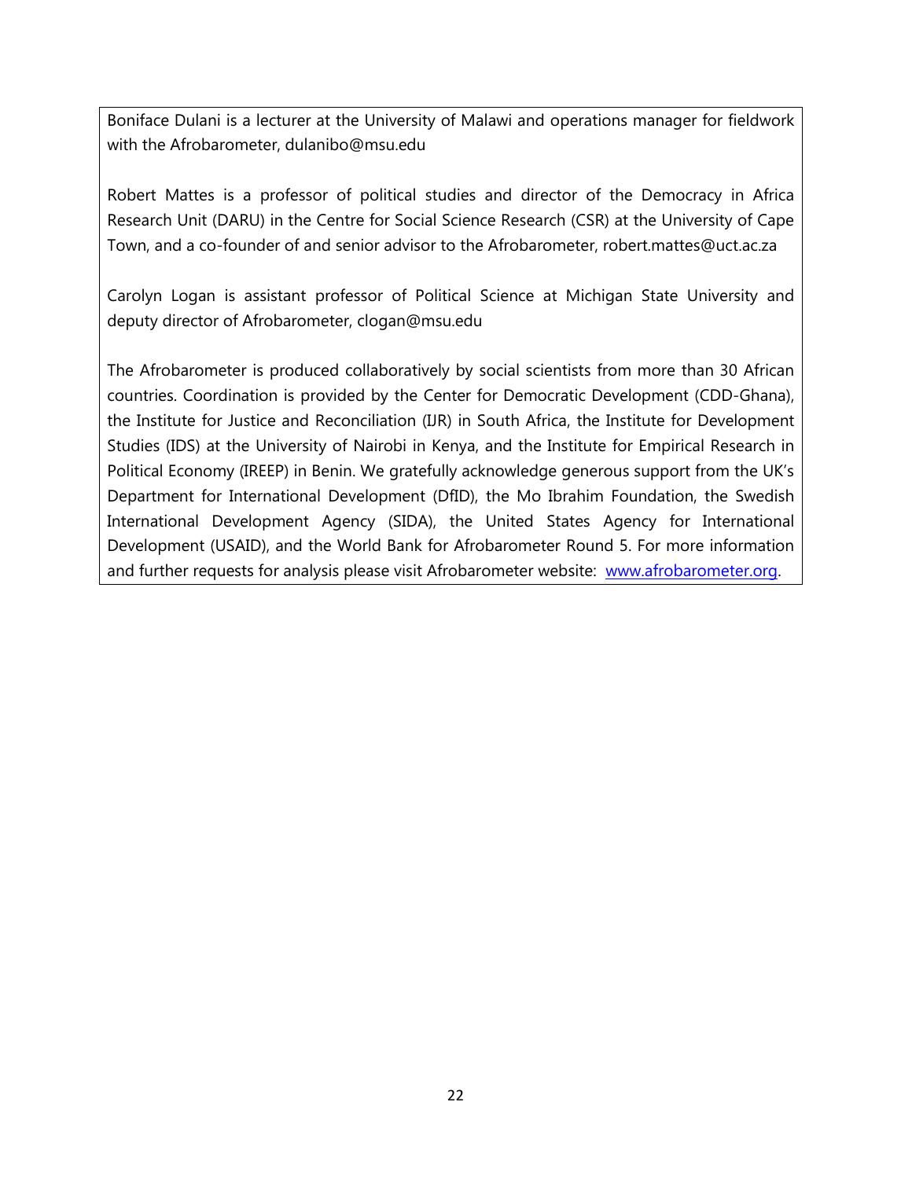Boniface Dulani is a lecturer at the University of Malawi and operations manager for fieldwork with the Afrobarometer, dulanibo@msu.edu

Robert Mattes is a professor of political studies and director of the Democracy in Africa Research Unit (DARU) in the Centre for Social Science Research (CSR) at the University of Cape Town, and a co-founder of and senior advisor to the Afrobarometer, robert.mattes@uct.ac.za

Carolyn Logan is assistant professor of Political Science at Michigan State University and deputy director of Afrobarometer, clogan@msu.edu

The Afrobarometer is produced collaboratively by social scientists from more than 30 African countries. Coordination is provided by the Center for Democratic Development (CDD-Ghana), the Institute for Justice and Reconciliation (IJR) in South Africa, the Institute for Development Studies (IDS) at the University of Nairobi in Kenya, and the Institute for Empirical Research in Political Economy (IREEP) in Benin. We gratefully acknowledge generous support from the UK's Department for International Development (DfID), the Mo Ibrahim Foundation, the Swedish International Development Agency (SIDA), the United States Agency for International Development (USAID), and the World Bank for Afrobarometer Round 5. For more information and further requests for analysis please visit Afrobarometer website: [www.afrobarometer.org](http://www.afrobarometer.org).